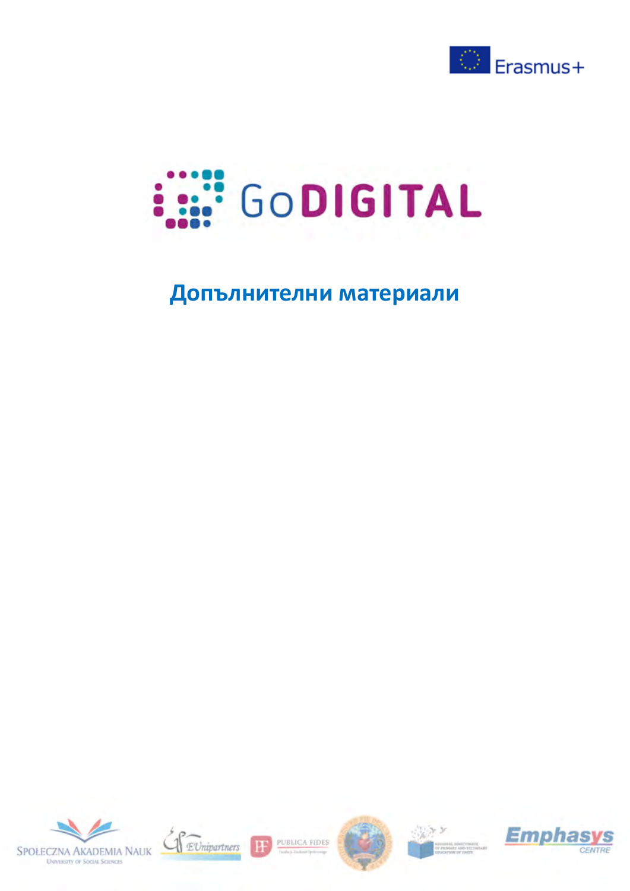Erasmus+

# GoDIGITAL

## Допълнителни материали

SPOŁECZNA AKADEMIA NAUK
UNIVERSITY OF SOCIAL SCIENCES

EUnipartners

PUBLICA FIDES

Emphasys CENTRE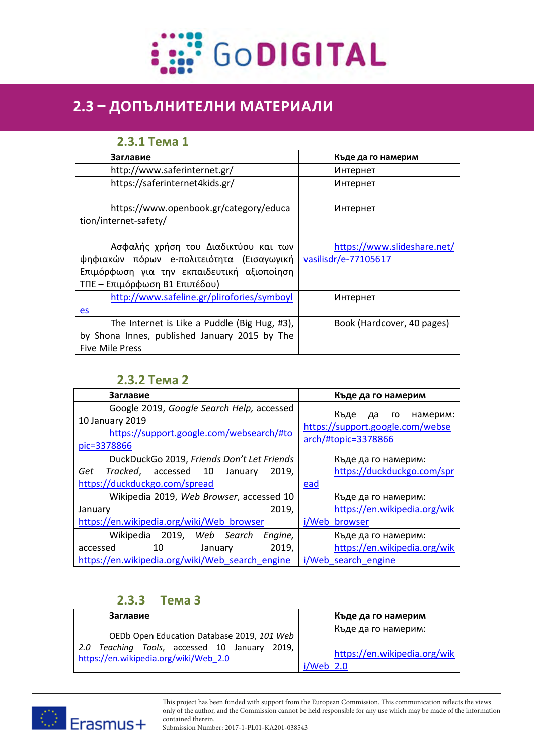## 2.3 – ДОПЪЛНИТЕЛНИ МАТЕРИАЛИ

### 2.3.1 Тема 1

| Заглавие | Къде да го намерим |
|---|---|
| http://www.saferinternet.gr/ | Интернет |
| https://saferinternet4kids.gr/ | Интернет |
| https://www.openbook.gr/category/education/internet-safety/ | Интернет |
| Ασφαλής χρήση του Διαδικτύου και των ψηφιακών πόρων e-πολιτειότητα (Εισαγωγική Επιμόρφωση για την εκπαιδευτική αξιοποίηση ΤΠΕ – Επιμόρφωση Β1 Επιπέδου) | https://www.slideshare.net/vasilisdr/e-77105617 |
| http://www.safeline.gr/plirofories/symboyles | Интернет |
| The Internet is Like a Puddle (Big Hug, #3), by Shona Innes, published January 2015 by The Five Mile Press | Book (Hardcover, 40 pages) |

### 2.3.2 Тема 2

| Заглавие | Къде да го намерим |
|---|---|
| Google 2019, *Google Search Help*, accessed 10 January 2019 https://support.google.com/websearch/#topic=3378866 | Къде да го намерим: https://support.google.com/websearch/#topic=3378866 |
| DuckDuckGo 2019, *Friends Don't Let Friends Get Tracked*, accessed 10 January 2019, https://duckduckgo.com/spread | Къде да го намерим: https://duckduckgo.com/spread |
| Wikipedia 2019, *Web Browser*, accessed 10 January 2019, https://en.wikipedia.org/wiki/Web_browser | Къде да го намерим: https://en.wikipedia.org/wiki/Web_browser |
| Wikipedia 2019, *Web Search Engine*, accessed 10 January 2019, https://en.wikipedia.org/wiki/Web_search_engine | Къде да го намерим: https://en.wikipedia.org/wiki/Web_search_engine |

### 2.3.3 Тема 3

| Заглавие | Къде да го намерим |
|---|---|
| OEDb Open Education Database 2019, *101 Web 2.0 Teaching Tools*, accessed 10 January 2019, https://en.wikipedia.org/wiki/Web_2.0 | Къде да го намерим: https://en.wikipedia.org/wiki/Web_2.0 |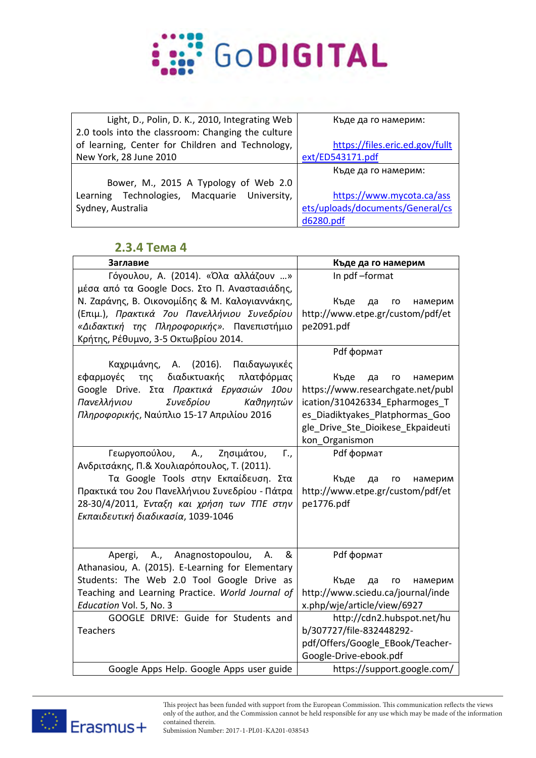| | |
|---|---|
| Light, D., Polin, D. K., 2010, Integrating Web 2.0 tools into the classroom: Changing the culture of learning, Center for Children and Technology, New York, 28 June 2010 | Къде да го намерим: https://files.eric.ed.gov/fulltext/ED543171.pdf |
| Bower, M., 2015 A Typology of Web 2.0 Learning Technologies, Macquarie University, Sydney, Australia | Къде да го намерим: https://www.mycota.ca/assets/uploads/documents/General/csd6280.pdf |

### 2.3.4 Тема 4

| Заглавие | Къде да го намерим |
|---|---|
| Γόγουλου, Α. (2014). «Όλα αλλάζουν …» μέσα από τα Google Docs. Στο Π. Αναστασιάδης, Ν. Ζαράνης, Β. Οικονομίδης & Μ. Καλογιαννάκης, (Επιμ.), *Πρακτικά 7ου Πανελλήνιου Συνεδρίου «Διδακτική της Πληροφορικής»*. Πανεπιστήμιο Κρήτης, Ρέθυμνο, 3-5 Οκτωβρίου 2014. | In pdf –format<br>Къде да го намерим http://www.etpe.gr/custom/pdf/etpe2091.pdf |
| Καχριμάνης, Α. (2016). Παιδαγωγικές εφαρμογές της διαδικτυακής πλατφόρμας Google Drive. Στα *Πρακτικά Εργασιών 10ου Πανελλήνιου Συνεδρίου Καθηγητών Πληροφορικής*, Ναύπλιο 15-17 Απριλίου 2016 | Pdf формат<br>Къде да го намерим https://www.researchgate.net/publication/310426334_Epharmoges_Tes_Diadiktyakes_Platphormas_Google_Drive_Ste_Dioikese_Ekpaideutikon_Organismon |
| Γεωργοπούλου, Α., Ζησιμάτου, Γ., Ανδριτσάκης, Π.& Χουλιαρόπουλος, Τ. (2011).<br>Τα Google Tools στην Εκπαίδευση. Στα Πρακτικά του 2ου Πανελλήνιου Συνεδρίου - Πάτρα 28-30/4/2011, *Ένταξη και χρήση των ΤΠΕ στην Εκπαιδευτική διαδικασία*, 1039-1046 | Pdf формат<br>Къде да го намерим http://www.etpe.gr/custom/pdf/etpe1776.pdf |
| Apergi, A., Anagnostopoulou, A. & Athanasiou, A. (2015). E-Learning for Elementary Students: The Web 2.0 Tool Google Drive as Teaching and Learning Practice. *World Journal of Education* Vol. 5, No. 3 | Pdf формат<br>Къде да го намерим http://www.sciedu.ca/journal/index.php/wje/article/view/6927 |
| GOOGLE DRIVE: Guide for Students and Teachers | http://cdn2.hubspot.net/hub/307727/file-832448292-pdf/Offers/Google_EBook/Teacher-Google-Drive-ebook.pdf |
| Google Apps Help. Google Apps user guide | https://support.google.com/ |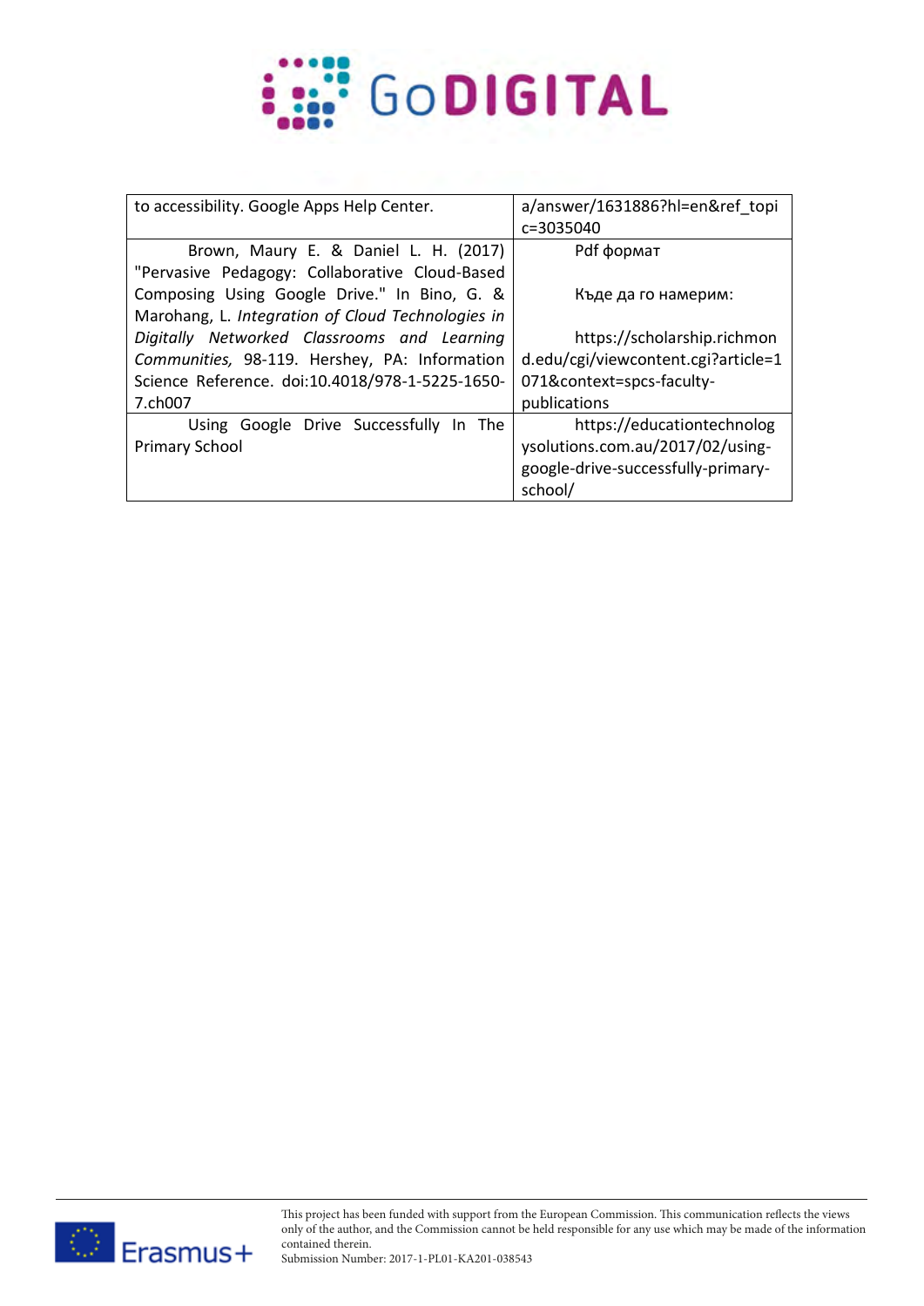| | |
|---|---|
| to accessibility. Google Apps Help Center. | a/answer/1631886?hl=en&ref_topic=3035040 |
| Brown, Maury E. & Daniel L. H. (2017) "Pervasive Pedagogy: Collaborative Cloud-Based Composing Using Google Drive." In Bino, G. & Marohang, L. *Integration of Cloud Technologies in Digitally Networked Classrooms and Learning Communities,* 98-119. Hershey, PA: Information Science Reference. doi:10.4018/978-1-5225-1650-7.ch007 | Pdf формат<br><br>Къде да го намерим:<br><br>https://scholarship.richmond.edu/cgi/viewcontent.cgi?article=1071&context=spcs-faculty-publications |
| Using Google Drive Successfully In The Primary School | https://educationtechnologysolutions.com.au/2017/02/using-google-drive-successfully-primary-school/ |

This project has been funded with support from the European Commission. This communication reflects the views only of the author, and the Commission cannot be held responsible for any use which may be made of the information contained therein.
Submission Number: 2017-1-PL01-KA201-038543